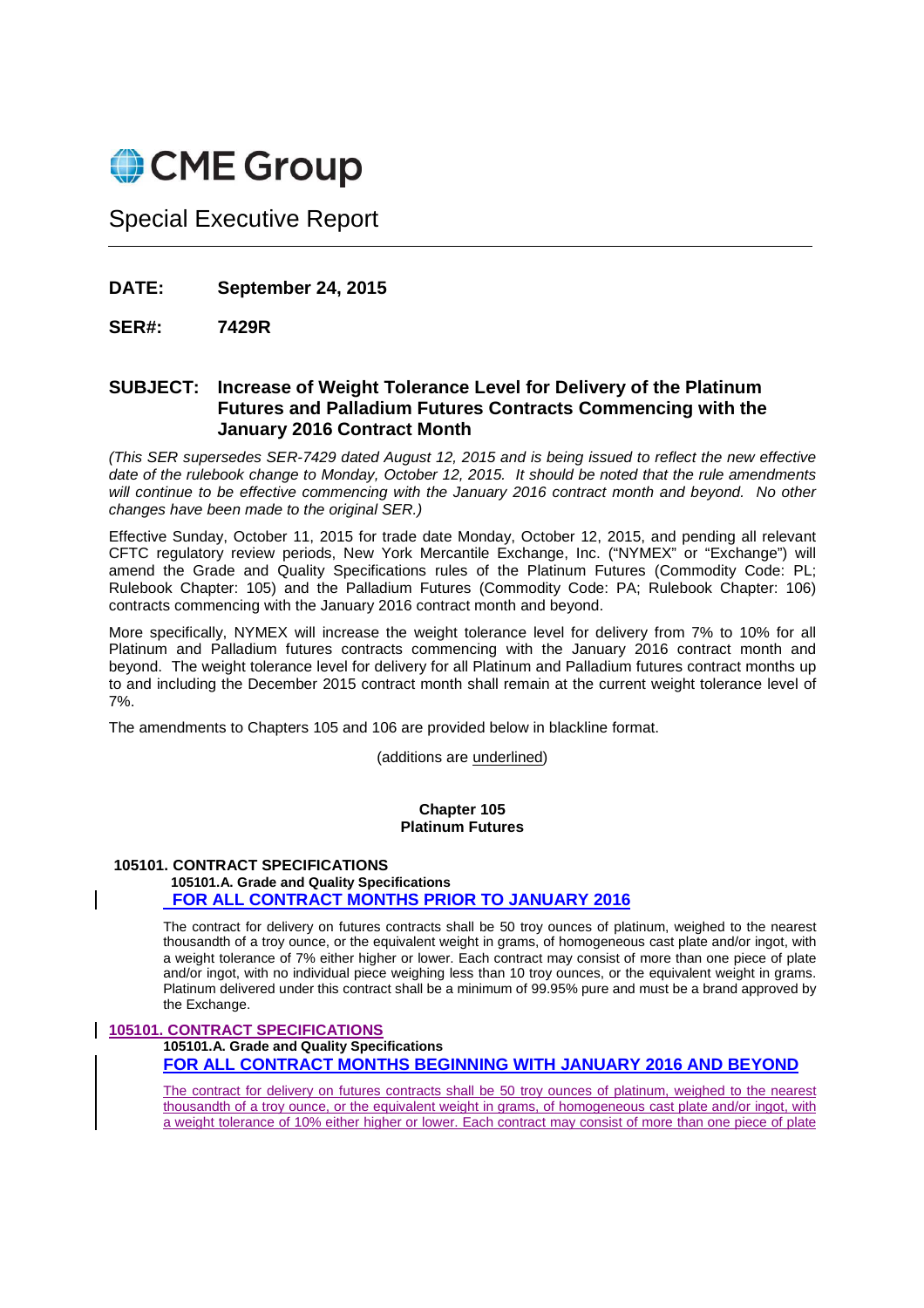CME Group

Special Executive Report

**DATE:** **September 24, 2015**

**SER#:** **7429R**

**SUBJECT: Increase of Weight Tolerance Level for Delivery of the Platinum Futures and Palladium Futures Contracts Commencing with the January 2016 Contract Month**

*(This SER supersedes SER-7429 dated August 12, 2015 and is being issued to reflect the new effective date of the rulebook change to Monday, October 12, 2015. It should be noted that the rule amendments will continue to be effective commencing with the January 2016 contract month and beyond. No other changes have been made to the original SER.)*

Effective Sunday, October 11, 2015 for trade date Monday, October 12, 2015, and pending all relevant CFTC regulatory review periods, New York Mercantile Exchange, Inc. ("NYMEX" or "Exchange") will amend the Grade and Quality Specifications rules of the Platinum Futures (Commodity Code: PL; Rulebook Chapter: 105) and the Palladium Futures (Commodity Code: PA; Rulebook Chapter: 106) contracts commencing with the January 2016 contract month and beyond.

More specifically, NYMEX will increase the weight tolerance level for delivery from 7% to 10% for all Platinum and Palladium futures contracts commencing with the January 2016 contract month and beyond. The weight tolerance level for delivery for all Platinum and Palladium futures contract months up to and including the December 2015 contract month shall remain at the current weight tolerance level of 7%.

The amendments to Chapters 105 and 106 are provided below in blackline format.

(additions are <u>underlined</u>)

**Chapter 105**
**Platinum Futures**

**105101. CONTRACT SPECIFICATIONS**

**105101.A. Grade and Quality Specifications**

<u>**FOR ALL CONTRACT MONTHS PRIOR TO JANUARY 2016**</u>

The contract for delivery on futures contracts shall be 50 troy ounces of platinum, weighed to the nearest thousandth of a troy ounce, or the equivalent weight in grams, of homogeneous cast plate and/or ingot, with a weight tolerance of 7% either higher or lower. Each contract may consist of more than one piece of plate and/or ingot, with no individual piece weighing less than 10 troy ounces, or the equivalent weight in grams. Platinum delivered under this contract shall be a minimum of 99.95% pure and must be a brand approved by the Exchange.

<u>**105101. CONTRACT SPECIFICATIONS**</u>

**105101.A. Grade and Quality Specifications**

<u>**FOR ALL CONTRACT MONTHS BEGINNING WITH JANUARY 2016 AND BEYOND**</u>

<u>The contract for delivery on futures contracts shall be 50 troy ounces of platinum, weighed to the nearest thousandth of a troy ounce, or the equivalent weight in grams, of homogeneous cast plate and/or ingot, with a weight tolerance of 10% either higher or lower. Each contract may consist of more than one piece of plate</u>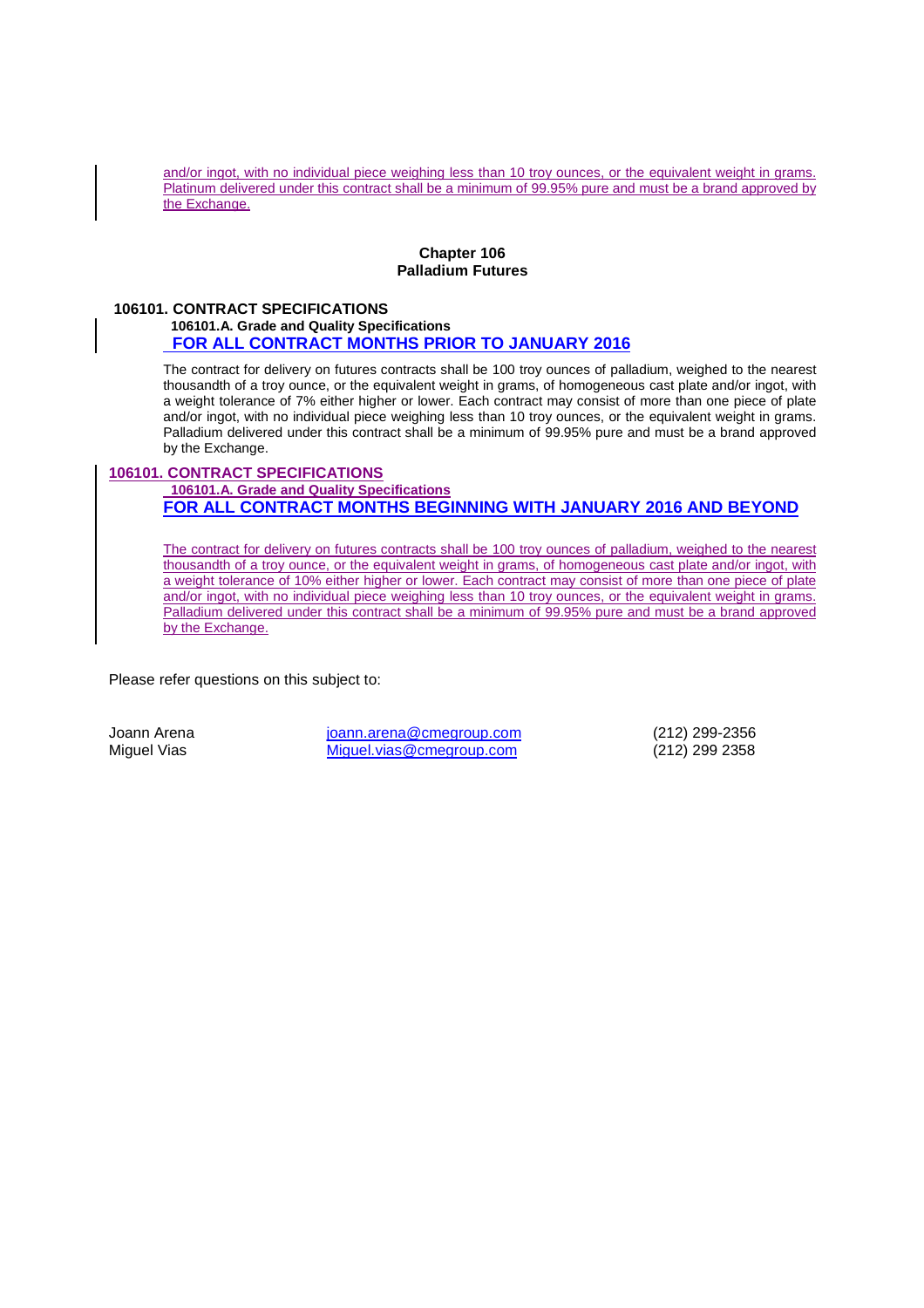and/or ingot, with no individual piece weighing less than 10 troy ounces, or the equivalent weight in grams. Platinum delivered under this contract shall be a minimum of 99.95% pure and must be a brand approved by the Exchange.

## Chapter 106
## Palladium Futures

### 106101. CONTRACT SPECIFICATIONS

**106101.A. Grade and Quality Specifications**

**FOR ALL CONTRACT MONTHS PRIOR TO JANUARY 2016**

The contract for delivery on futures contracts shall be 100 troy ounces of palladium, weighed to the nearest thousandth of a troy ounce, or the equivalent weight in grams, of homogeneous cast plate and/or ingot, with a weight tolerance of 7% either higher or lower. Each contract may consist of more than one piece of plate and/or ingot, with no individual piece weighing less than 10 troy ounces, or the equivalent weight in grams. Palladium delivered under this contract shall be a minimum of 99.95% pure and must be a brand approved by the Exchange.

### 106101. CONTRACT SPECIFICATIONS

**106101.A. Grade and Quality Specifications**

**FOR ALL CONTRACT MONTHS BEGINNING WITH JANUARY 2016 AND BEYOND**

The contract for delivery on futures contracts shall be 100 troy ounces of palladium, weighed to the nearest thousandth of a troy ounce, or the equivalent weight in grams, of homogeneous cast plate and/or ingot, with a weight tolerance of 10% either higher or lower. Each contract may consist of more than one piece of plate and/or ingot, with no individual piece weighing less than 10 troy ounces, or the equivalent weight in grams. Palladium delivered under this contract shall be a minimum of 99.95% pure and must be a brand approved by the Exchange.

Please refer questions on this subject to:

| | | |
|---|---|---|
| Joann Arena | joann.arena@cmegroup.com | (212) 299-2356 |
| Miguel Vias | Miguel.vias@cmegroup.com | (212) 299 2358 |